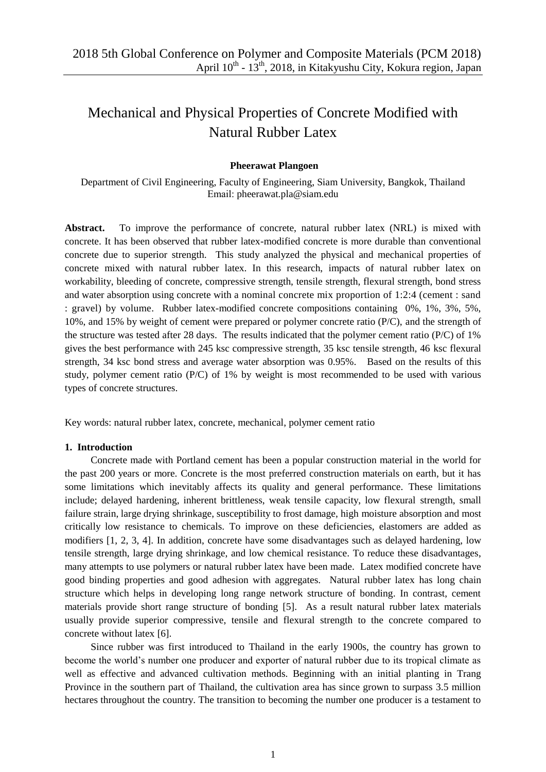# Mechanical and Physical Properties of Concrete Modified with Natural Rubber Latex

**Pheerawat Plangoen**

Department of Civil Engineering, Faculty of Engineering, Siam University, Bangkok, Thailand
Email: pheerawat.pla@siam.edu

**Abstract.** To improve the performance of concrete, natural rubber latex (NRL) is mixed with concrete. It has been observed that rubber latex-modified concrete is more durable than conventional concrete due to superior strength. This study analyzed the physical and mechanical properties of concrete mixed with natural rubber latex. In this research, impacts of natural rubber latex on workability, bleeding of concrete, compressive strength, tensile strength, flexural strength, bond stress and water absorption using concrete with a nominal concrete mix proportion of 1:2:4 (cement : sand : gravel) by volume. Rubber latex-modified concrete compositions containing 0%, 1%, 3%, 5%, 10%, and 15% by weight of cement were prepared or polymer concrete ratio (P/C), and the strength of the structure was tested after 28 days. The results indicated that the polymer cement ratio (P/C) of 1% gives the best performance with 245 ksc compressive strength, 35 ksc tensile strength, 46 ksc flexural strength, 34 ksc bond stress and average water absorption was 0.95%. Based on the results of this study, polymer cement ratio (P/C) of 1% by weight is most recommended to be used with various types of concrete structures.

Key words: natural rubber latex, concrete, mechanical, polymer cement ratio

## 1. Introduction

Concrete made with Portland cement has been a popular construction material in the world for the past 200 years or more. Concrete is the most preferred construction materials on earth, but it has some limitations which inevitably affects its quality and general performance. These limitations include; delayed hardening, inherent brittleness, weak tensile capacity, low flexural strength, small failure strain, large drying shrinkage, susceptibility to frost damage, high moisture absorption and most critically low resistance to chemicals. To improve on these deficiencies, elastomers are added as modifiers [1, 2, 3, 4]. In addition, concrete have some disadvantages such as delayed hardening, low tensile strength, large drying shrinkage, and low chemical resistance. To reduce these disadvantages, many attempts to use polymers or natural rubber latex have been made. Latex modified concrete have good binding properties and good adhesion with aggregates. Natural rubber latex has long chain structure which helps in developing long range network structure of bonding. In contrast, cement materials provide short range structure of bonding [5]. As a result natural rubber latex materials usually provide superior compressive, tensile and flexural strength to the concrete compared to concrete without latex [6].

Since rubber was first introduced to Thailand in the early 1900s, the country has grown to become the world's number one producer and exporter of natural rubber due to its tropical climate as well as effective and advanced cultivation methods. Beginning with an initial planting in Trang Province in the southern part of Thailand, the cultivation area has since grown to surpass 3.5 million hectares throughout the country. The transition to becoming the number one producer is a testament to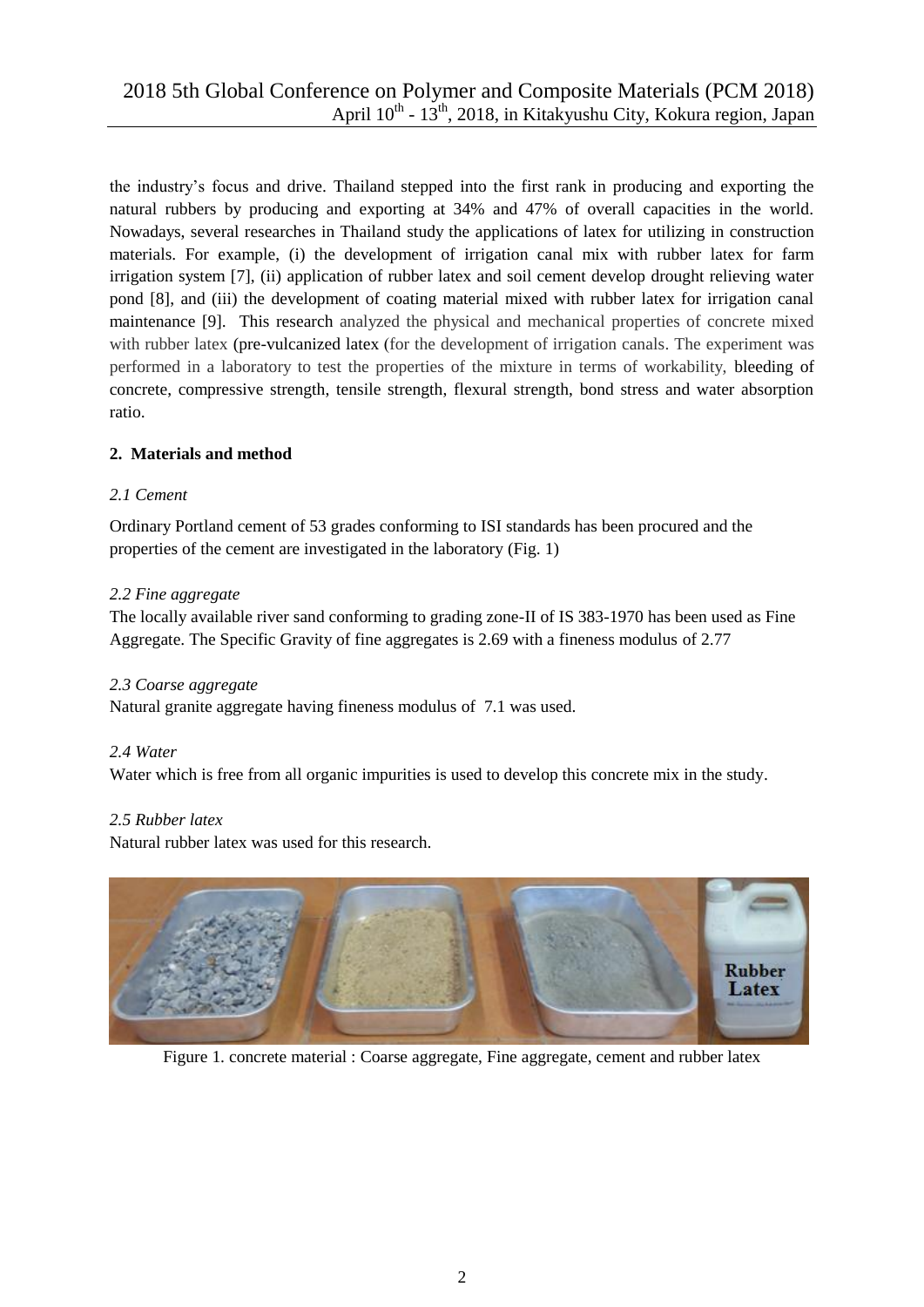the industry's focus and drive. Thailand stepped into the first rank in producing and exporting the natural rubbers by producing and exporting at 34% and 47% of overall capacities in the world. Nowadays, several researches in Thailand study the applications of latex for utilizing in construction materials. For example, (i) the development of irrigation canal mix with rubber latex for farm irrigation system [7], (ii) application of rubber latex and soil cement develop drought relieving water pond [8], and (iii) the development of coating material mixed with rubber latex for irrigation canal maintenance [9]. This research analyzed the physical and mechanical properties of concrete mixed with rubber latex (pre-vulcanized latex (for the development of irrigation canals. The experiment was performed in a laboratory to test the properties of the mixture in terms of workability, bleeding of concrete, compressive strength, tensile strength, flexural strength, bond stress and water absorption ratio.

## 2. Materials and method

### *2.1 Cement*

Ordinary Portland cement of 53 grades conforming to ISI standards has been procured and the properties of the cement are investigated in the laboratory (Fig. 1)

### *2.2 Fine aggregate*

The locally available river sand conforming to grading zone-II of IS 383-1970 has been used as Fine Aggregate. The Specific Gravity of fine aggregates is 2.69 with a fineness modulus of 2.77

### *2.3 Coarse aggregate*

Natural granite aggregate having fineness modulus of 7.1 was used.

### *2.4 Water*

Water which is free from all organic impurities is used to develop this concrete mix in the study.

### *2.5 Rubber latex*

Natural rubber latex was used for this research.

Figure 1. concrete material : Coarse aggregate, Fine aggregate, cement and rubber latex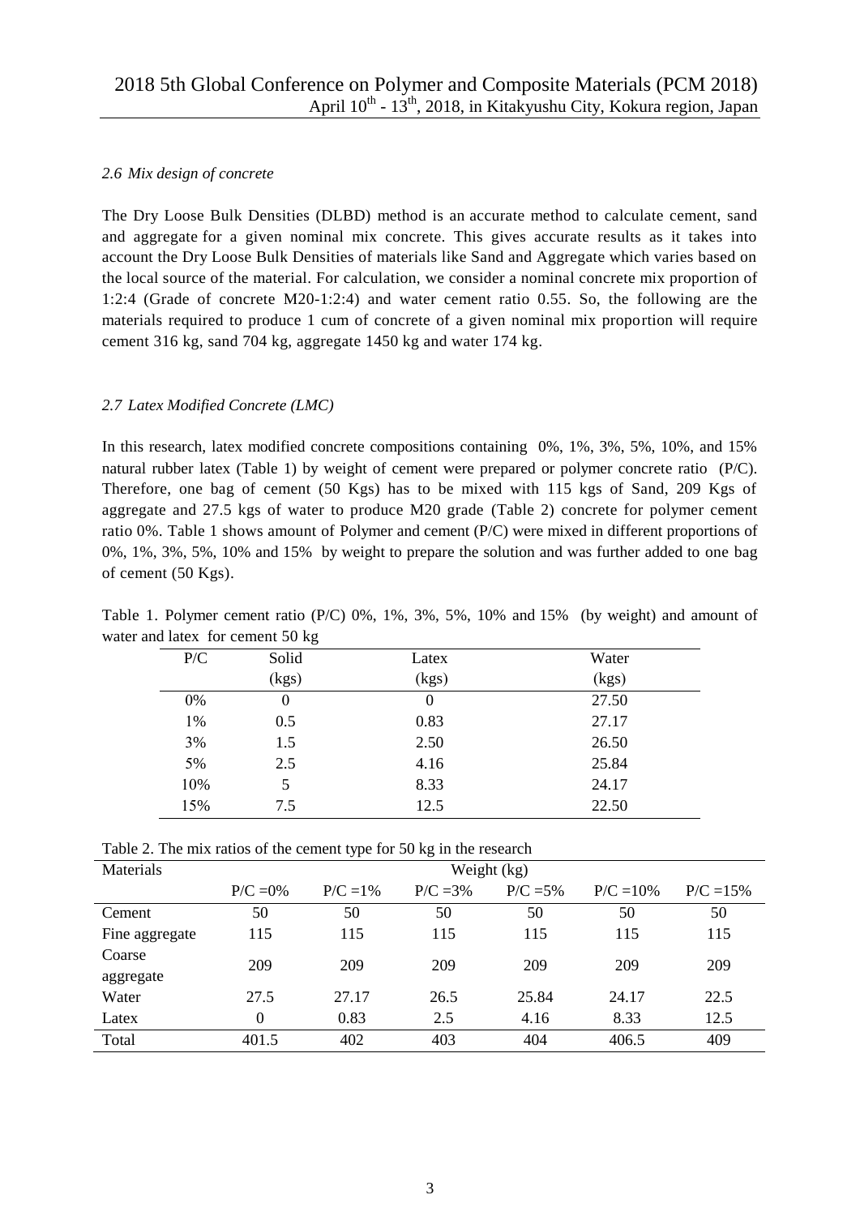### *2.6 Mix design of concrete*

The Dry Loose Bulk Densities (DLBD) method is an accurate method to calculate cement, sand and aggregate for a given nominal mix concrete. This gives accurate results as it takes into account the Dry Loose Bulk Densities of materials like Sand and Aggregate which varies based on the local source of the material. For calculation, we consider a nominal concrete mix proportion of 1:2:4 (Grade of concrete M20-1:2:4) and water cement ratio 0.55. So, the following are the materials required to produce 1 cum of concrete of a given nominal mix proportion will require cement 316 kg, sand 704 kg, aggregate 1450 kg and water 174 kg.

### *2.7 Latex Modified Concrete (LMC)*

In this research, latex modified concrete compositions containing 0%, 1%, 3%, 5%, 10%, and 15% natural rubber latex (Table 1) by weight of cement were prepared or polymer concrete ratio (P/C). Therefore, one bag of cement (50 Kgs) has to be mixed with 115 kgs of Sand, 209 Kgs of aggregate and 27.5 kgs of water to produce M20 grade (Table 2) concrete for polymer cement ratio 0%. Table 1 shows amount of Polymer and cement (P/C) were mixed in different proportions of 0%, 1%, 3%, 5%, 10% and 15% by weight to prepare the solution and was further added to one bag of cement (50 Kgs).

Table 1. Polymer cement ratio (P/C) 0%, 1%, 3%, 5%, 10% and 15% (by weight) and amount of water and latex for cement 50 kg

| P/C | Solid (kgs) | Latex (kgs) | Water (kgs) |
|---|---|---|---|
| 0% | 0 | 0 | 27.50 |
| 1% | 0.5 | 0.83 | 27.17 |
| 3% | 1.5 | 2.50 | 26.50 |
| 5% | 2.5 | 4.16 | 25.84 |
| 10% | 5 | 8.33 | 24.17 |
| 15% | 7.5 | 12.5 | 22.50 |

Table 2. The mix ratios of the cement type for 50 kg in the research

| Materials | Weight (kg) | | | | | |
|---|---|---|---|---|---|---|
| | P/C =0% | P/C =1% | P/C =3% | P/C =5% | P/C =10% | P/C =15% |
| Cement | 50 | 50 | 50 | 50 | 50 | 50 |
| Fine aggregate | 115 | 115 | 115 | 115 | 115 | 115 |
| Coarse aggregate | 209 | 209 | 209 | 209 | 209 | 209 |
| Water | 27.5 | 27.17 | 26.5 | 25.84 | 24.17 | 22.5 |
| Latex | 0 | 0.83 | 2.5 | 4.16 | 8.33 | 12.5 |
| Total | 401.5 | 402 | 403 | 404 | 406.5 | 409 |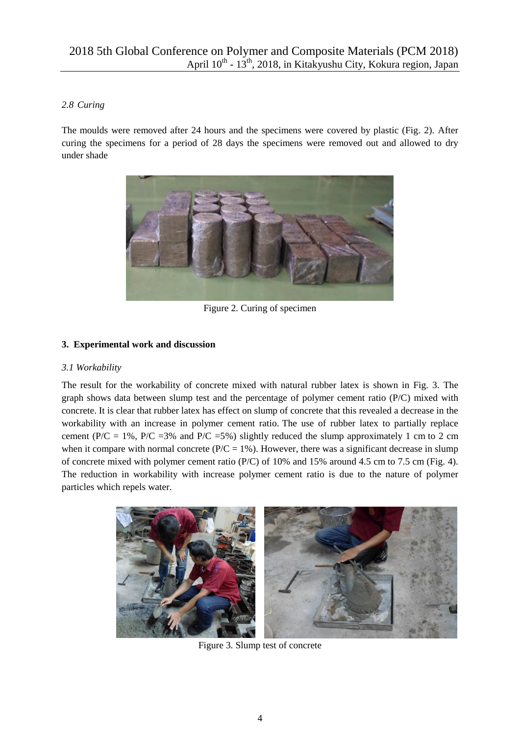### 2.8 Curing

The moulds were removed after 24 hours and the specimens were covered by plastic (Fig. 2). After curing the specimens for a period of 28 days the specimens were removed out and allowed to dry under shade

Figure 2. Curing of specimen

## 3. Experimental work and discussion

### 3.1 Workability

The result for the workability of concrete mixed with natural rubber latex is shown in Fig. 3. The graph shows data between slump test and the percentage of polymer cement ratio (P/C) mixed with concrete. It is clear that rubber latex has effect on slump of concrete that this revealed a decrease in the workability with an increase in polymer cement ratio. The use of rubber latex to partially replace cement (P/C = 1%, P/C =3% and P/C =5%) slightly reduced the slump approximately 1 cm to 2 cm when it compare with normal concrete (P/C = 1%). However, there was a significant decrease in slump of concrete mixed with polymer cement ratio (P/C) of 10% and 15% around 4.5 cm to 7.5 cm (Fig. 4). The reduction in workability with increase polymer cement ratio is due to the nature of polymer particles which repels water.

Figure 3. Slump test of concrete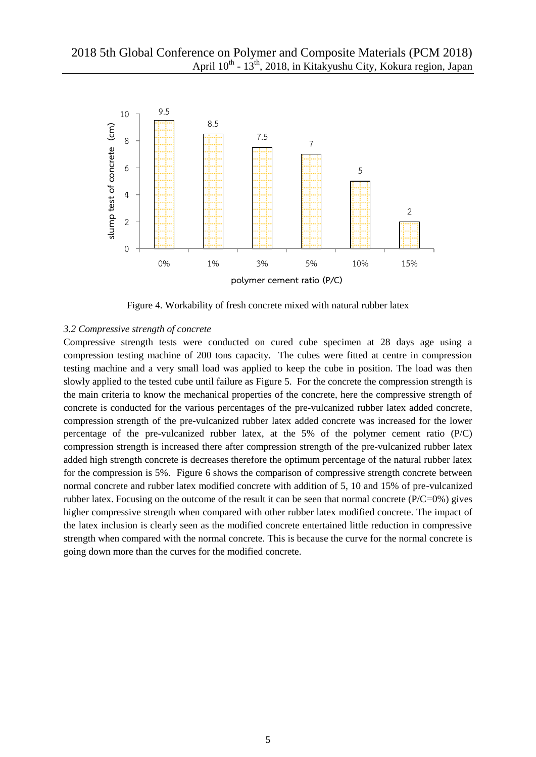Figure 4. Workability of fresh concrete mixed with natural rubber latex

### *3.2 Compressive strength of concrete*

Compressive strength tests were conducted on cured cube specimen at 28 days age using a compression testing machine of 200 tons capacity. The cubes were fitted at centre in compression testing machine and a very small load was applied to keep the cube in position. The load was then slowly applied to the tested cube until failure as Figure 5. For the concrete the compression strength is the main criteria to know the mechanical properties of the concrete, here the compressive strength of concrete is conducted for the various percentages of the pre-vulcanized rubber latex added concrete, compression strength of the pre-vulcanized rubber latex added concrete was increased for the lower percentage of the pre-vulcanized rubber latex, at the 5% of the polymer cement ratio (P/C) compression strength is increased there after compression strength of the pre-vulcanized rubber latex added high strength concrete is decreases therefore the optimum percentage of the natural rubber latex for the compression is 5%. Figure 6 shows the comparison of compressive strength concrete between normal concrete and rubber latex modified concrete with addition of 5, 10 and 15% of pre-vulcanized rubber latex. Focusing on the outcome of the result it can be seen that normal concrete (P/C=0%) gives higher compressive strength when compared with other rubber latex modified concrete. The impact of the latex inclusion is clearly seen as the modified concrete entertained little reduction in compressive strength when compared with the normal concrete. This is because the curve for the normal concrete is going down more than the curves for the modified concrete.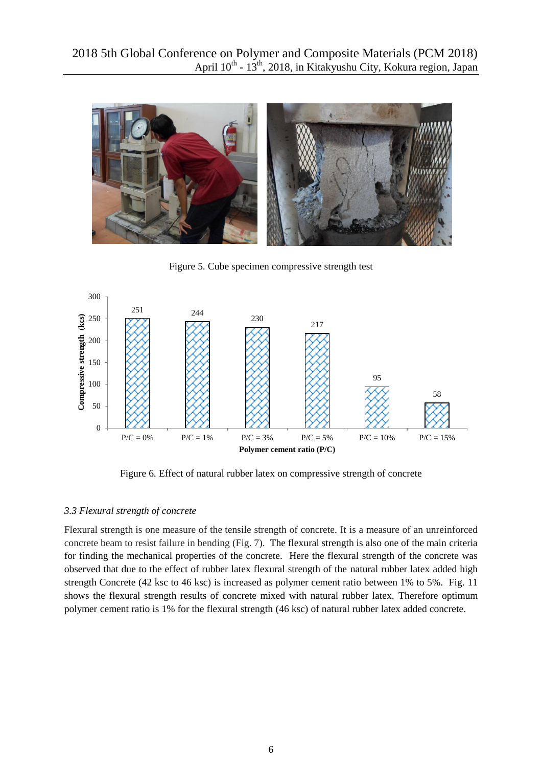Figure 5. Cube specimen compressive strength test

Figure 6. Effect of natural rubber latex on compressive strength of concrete

### 3.3 Flexural strength of concrete

Flexural strength is one measure of the tensile strength of concrete. It is a measure of an unreinforced concrete beam to resist failure in bending (Fig. 7). The flexural strength is also one of the main criteria for finding the mechanical properties of the concrete. Here the flexural strength of the concrete was observed that due to the effect of rubber latex flexural strength of the natural rubber latex added high strength Concrete (42 ksc to 46 ksc) is increased as polymer cement ratio between 1% to 5%. Fig. 11 shows the flexural strength results of concrete mixed with natural rubber latex. Therefore optimum polymer cement ratio is 1% for the flexural strength (46 ksc) of natural rubber latex added concrete.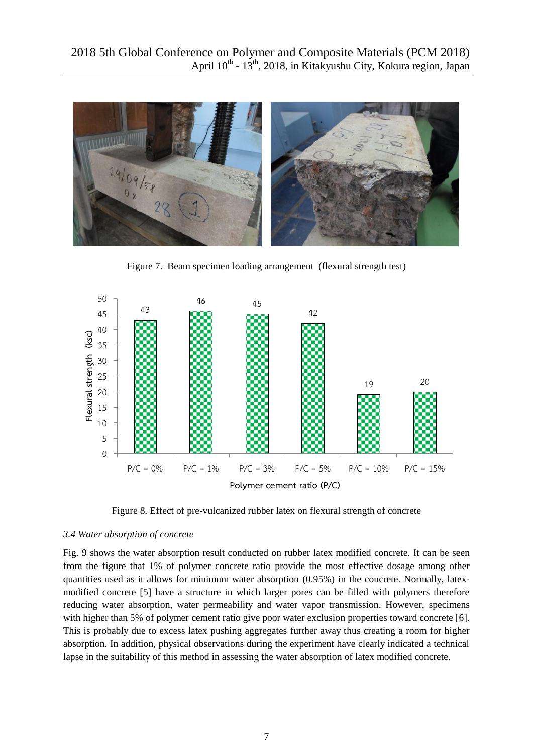Figure 7. Beam specimen loading arrangement (flexural strength test)

Figure 8. Effect of pre-vulcanized rubber latex on flexural strength of concrete

### 3.4 Water absorption of concrete

Fig. 9 shows the water absorption result conducted on rubber latex modified concrete. It can be seen from the figure that 1% of polymer concrete ratio provide the most effective dosage among other quantities used as it allows for minimum water absorption (0.95%) in the concrete. Normally, latex-modified concrete [5] have a structure in which larger pores can be filled with polymers therefore reducing water absorption, water permeability and water vapor transmission. However, specimens with higher than 5% of polymer cement ratio give poor water exclusion properties toward concrete [6]. This is probably due to excess latex pushing aggregates further away thus creating a room for higher absorption. In addition, physical observations during the experiment have clearly indicated a technical lapse in the suitability of this method in assessing the water absorption of latex modified concrete.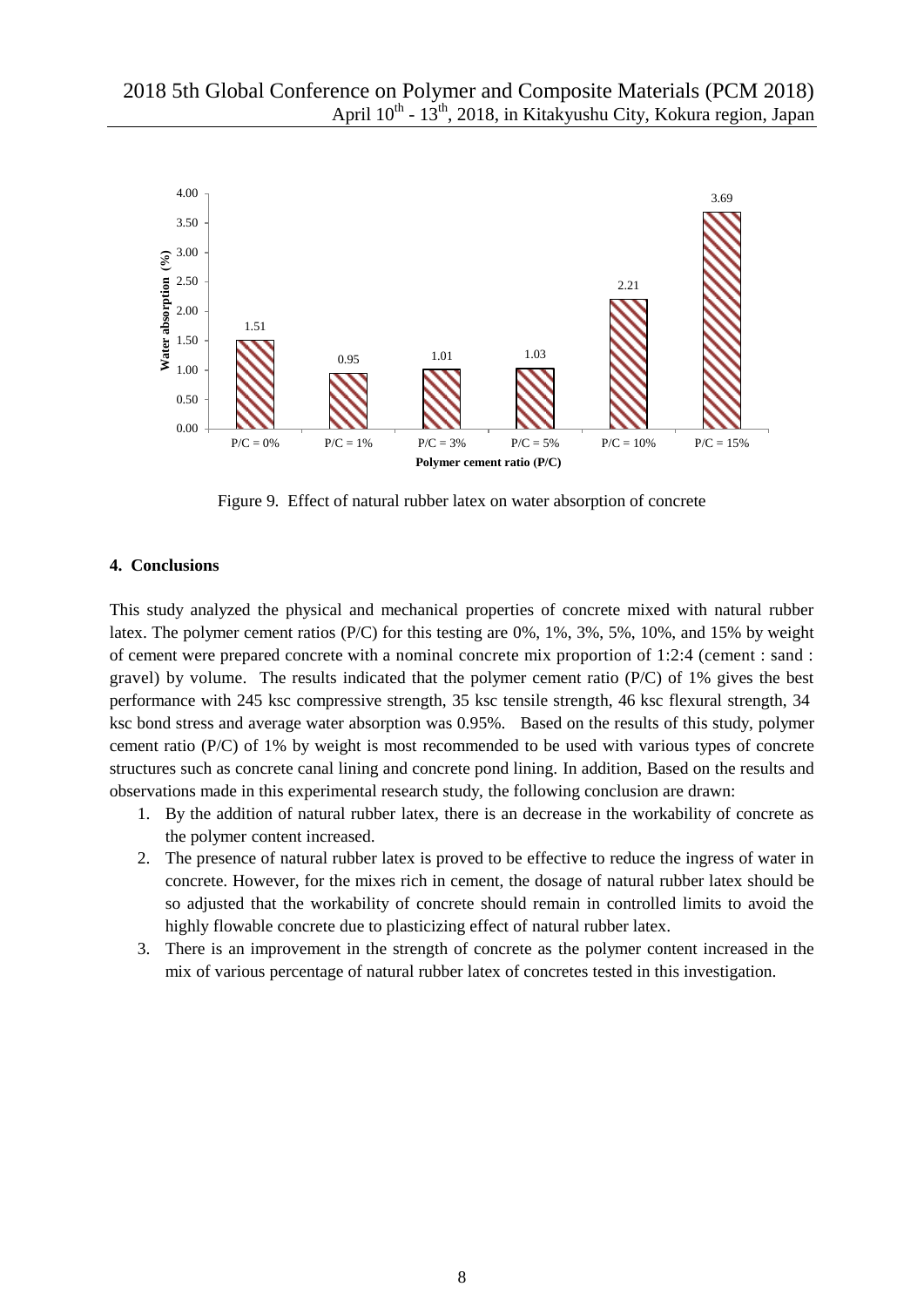Figure 9. Effect of natural rubber latex on water absorption of concrete

## 4. Conclusions

This study analyzed the physical and mechanical properties of concrete mixed with natural rubber latex. The polymer cement ratios (P/C) for this testing are 0%, 1%, 3%, 5%, 10%, and 15% by weight of cement were prepared concrete with a nominal concrete mix proportion of 1:2:4 (cement : sand : gravel) by volume. The results indicated that the polymer cement ratio (P/C) of 1% gives the best performance with 245 ksc compressive strength, 35 ksc tensile strength, 46 ksc flexural strength, 34 ksc bond stress and average water absorption was 0.95%. Based on the results of this study, polymer cement ratio (P/C) of 1% by weight is most recommended to be used with various types of concrete structures such as concrete canal lining and concrete pond lining. In addition, Based on the results and observations made in this experimental research study, the following conclusion are drawn:

1. By the addition of natural rubber latex, there is an decrease in the workability of concrete as the polymer content increased.
2. The presence of natural rubber latex is proved to be effective to reduce the ingress of water in concrete. However, for the mixes rich in cement, the dosage of natural rubber latex should be so adjusted that the workability of concrete should remain in controlled limits to avoid the highly flowable concrete due to plasticizing effect of natural rubber latex.
3. There is an improvement in the strength of concrete as the polymer content increased in the mix of various percentage of natural rubber latex of concretes tested in this investigation.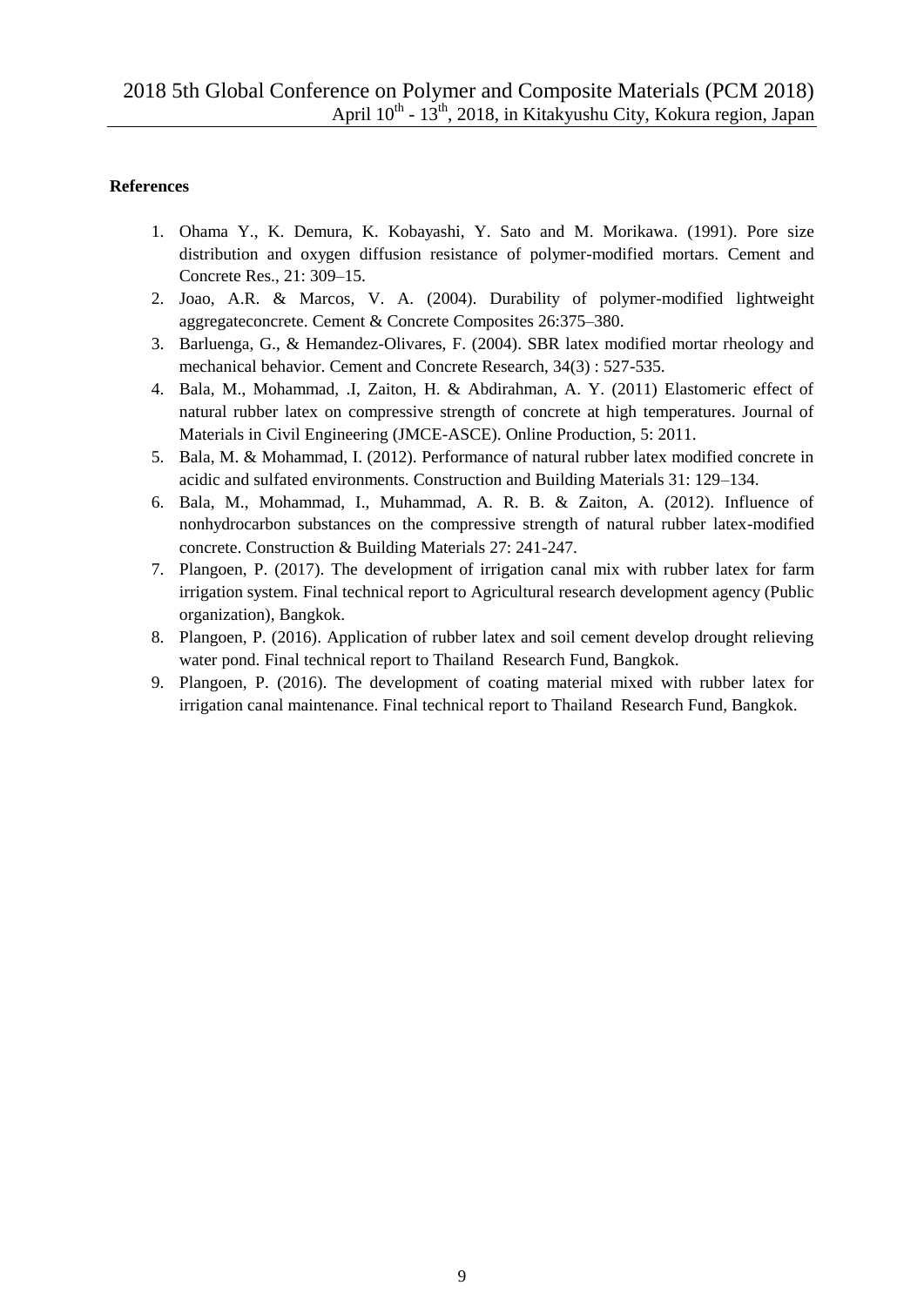**References**

1. Ohama Y., K. Demura, K. Kobayashi, Y. Sato and M. Morikawa. (1991). Pore size distribution and oxygen diffusion resistance of polymer-modified mortars. Cement and Concrete Res., 21: 309–15.
2. Joao, A.R. & Marcos, V. A. (2004). Durability of polymer-modified lightweight aggregateconcrete. Cement & Concrete Composites 26:375–380.
3. Barluenga, G., & Hemandez-Olivares, F. (2004). SBR latex modified mortar rheology and mechanical behavior. Cement and Concrete Research, 34(3) : 527-535.
4. Bala, M., Mohammad, .I, Zaiton, H. & Abdirahman, A. Y. (2011) Elastomeric effect of natural rubber latex on compressive strength of concrete at high temperatures. Journal of Materials in Civil Engineering (JMCE-ASCE). Online Production, 5: 2011.
5. Bala, M. & Mohammad, I. (2012). Performance of natural rubber latex modified concrete in acidic and sulfated environments. Construction and Building Materials 31: 129–134.
6. Bala, M., Mohammad, I., Muhammad, A. R. B. & Zaiton, A. (2012). Influence of nonhydrocarbon substances on the compressive strength of natural rubber latex-modified concrete. Construction & Building Materials 27: 241-247.
7. Plangoen, P. (2017). The development of irrigation canal mix with rubber latex for farm irrigation system. Final technical report to Agricultural research development agency (Public organization), Bangkok.
8. Plangoen, P. (2016). Application of rubber latex and soil cement develop drought relieving water pond. Final technical report to Thailand Research Fund, Bangkok.
9. Plangoen, P. (2016). The development of coating material mixed with rubber latex for irrigation canal maintenance. Final technical report to Thailand Research Fund, Bangkok.